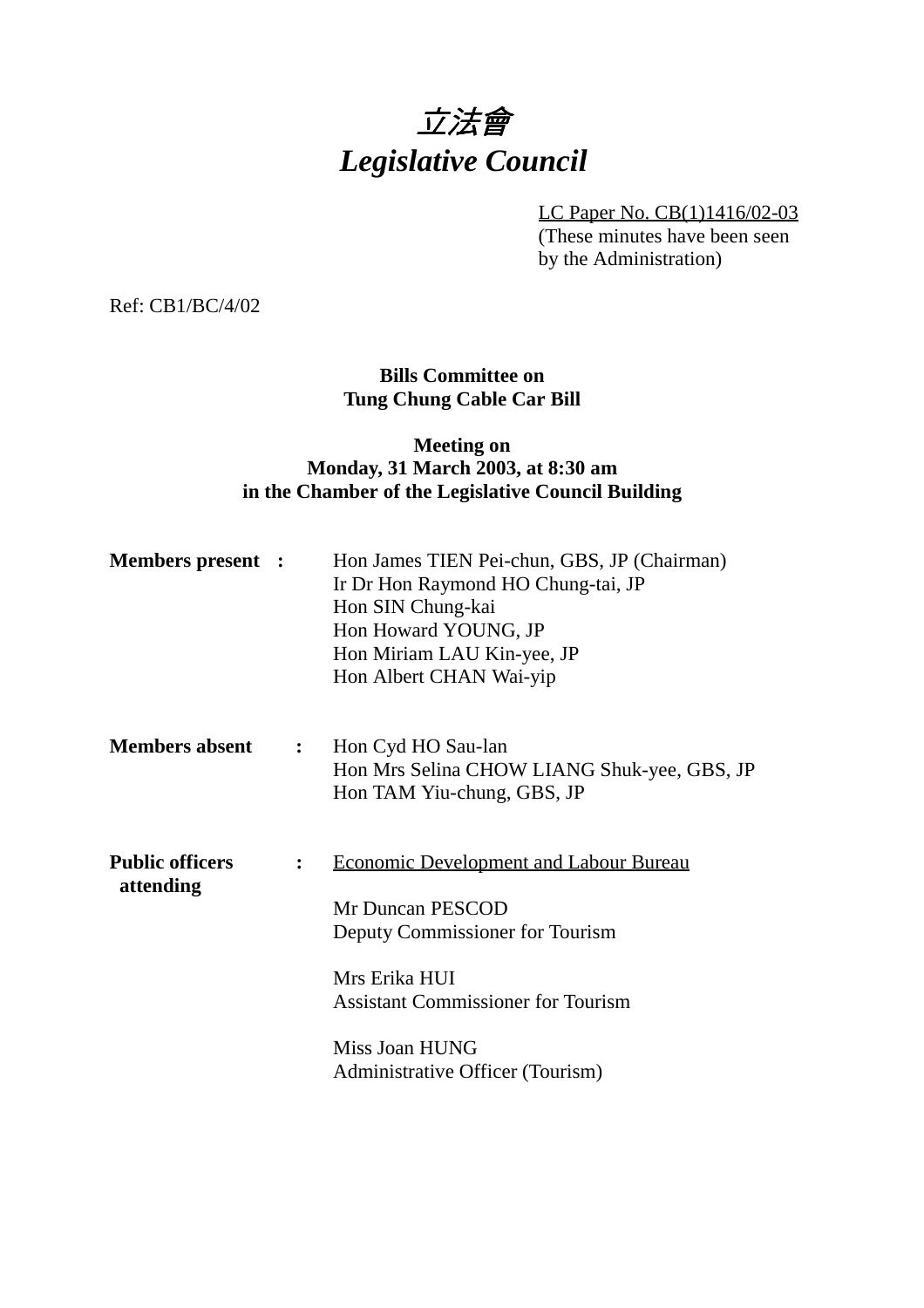# *立法會*
# *Legislative Council*

LC Paper No. CB(1)1416/02-03
(These minutes have been seen by the Administration)

Ref: CB1/BC/4/02

**Bills Committee on**
**Tung Chung Cable Car Bill**

**Meeting on**
**Monday, 31 March 2003, at 8:30 am**
**in the Chamber of the Legislative Council Building**

**Members present :**

Hon James TIEN Pei-chun, GBS, JP (Chairman)
Ir Dr Hon Raymond HO Chung-tai, JP
Hon SIN Chung-kai
Hon Howard YOUNG, JP
Hon Miriam LAU Kin-yee, JP
Hon Albert CHAN Wai-yip

**Members absent :**

Hon Cyd HO Sau-lan
Hon Mrs Selina CHOW LIANG Shuk-yee, GBS, JP
Hon TAM Yiu-chung, GBS, JP

**Public officers attending :**

Economic Development and Labour Bureau

Mr Duncan PESCOD
Deputy Commissioner for Tourism

Mrs Erika HUI
Assistant Commissioner for Tourism

Miss Joan HUNG
Administrative Officer (Tourism)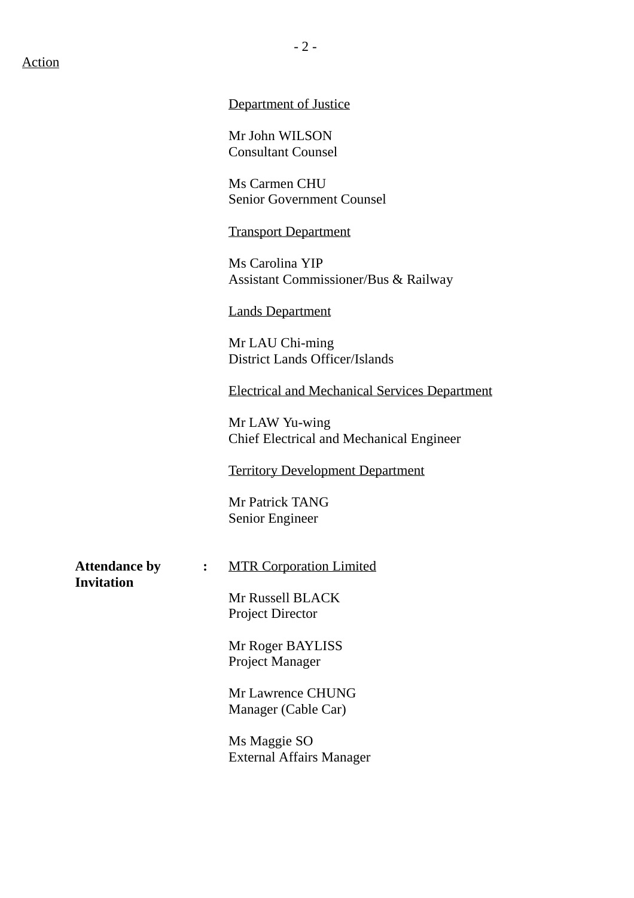Action

Department of Justice

Mr John WILSON
Consultant Counsel

Ms Carmen CHU
Senior Government Counsel

Transport Department

Ms Carolina YIP
Assistant Commissioner/Bus & Railway

Lands Department

Mr LAU Chi-ming
District Lands Officer/Islands

Electrical and Mechanical Services Department

Mr LAW Yu-wing
Chief Electrical and Mechanical Engineer

Territory Development Department

Mr Patrick TANG
Senior Engineer

**Attendance by Invitation** : MTR Corporation Limited

Mr Russell BLACK
Project Director

Mr Roger BAYLISS
Project Manager

Mr Lawrence CHUNG
Manager (Cable Car)

Ms Maggie SO
External Affairs Manager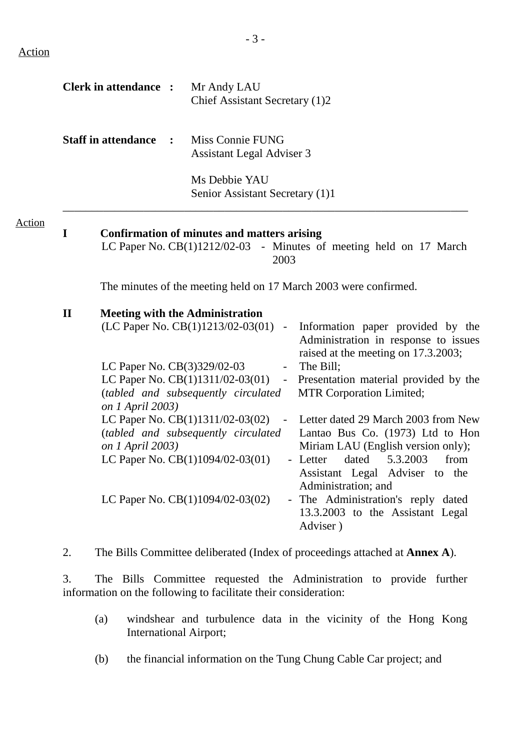Action

**Clerk in attendance :** Mr Andy LAU
Chief Assistant Secretary (1)2

**Staff in attendance :** Miss Connie FUNG
Assistant Legal Adviser 3

Ms Debbie YAU
Senior Assistant Secretary (1)1

---

Action

**I Confirmation of minutes and matters arising**

LC Paper No. CB(1)1212/02-03 - Minutes of meeting held on 17 March 2003

The minutes of the meeting held on 17 March 2003 were confirmed.

**II Meeting with the Administration**

(LC Paper No. CB(1)1213/02-03(01) - Information paper provided by the Administration in response to issues raised at the meeting on 17.3.2003;

LC Paper No. CB(3)329/02-03 - The Bill;

LC Paper No. CB(1)1311/02-03(01) (*tabled and subsequently circulated on 1 April 2003)* - Presentation material provided by the MTR Corporation Limited;

LC Paper No. CB(1)1311/02-03(02) (*tabled and subsequently circulated on 1 April 2003)* - Letter dated 29 March 2003 from New Lantao Bus Co. (1973) Ltd to Hon Miriam LAU (English version only);

LC Paper No. CB(1)1094/02-03(01) - Letter dated 5.3.2003 from Assistant Legal Adviser to the Administration; and

LC Paper No. CB(1)1094/02-03(02) - The Administration's reply dated 13.3.2003 to the Assistant Legal Adviser )

2. The Bills Committee deliberated (Index of proceedings attached at **Annex A**).

3. The Bills Committee requested the Administration to provide further information on the following to facilitate their consideration:

(a) windshear and turbulence data in the vicinity of the Hong Kong International Airport;

(b) the financial information on the Tung Chung Cable Car project; and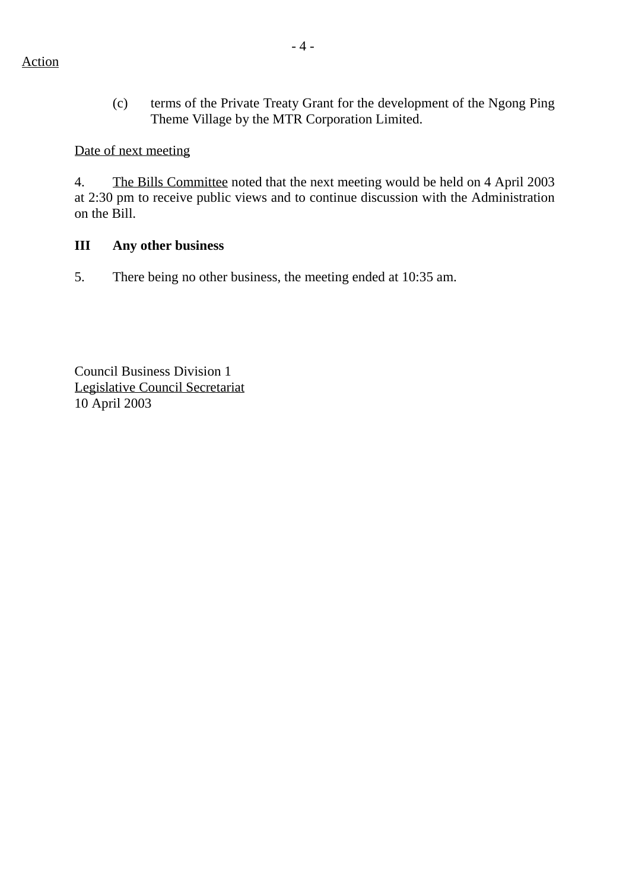Action

(c) terms of the Private Treaty Grant for the development of the Ngong Ping Theme Village by the MTR Corporation Limited.

Date of next meeting

4. The Bills Committee noted that the next meeting would be held on 4 April 2003 at 2:30 pm to receive public views and to continue discussion with the Administration on the Bill.

**III Any other business**

5. There being no other business, the meeting ended at 10:35 am.

Council Business Division 1
Legislative Council Secretariat
10 April 2003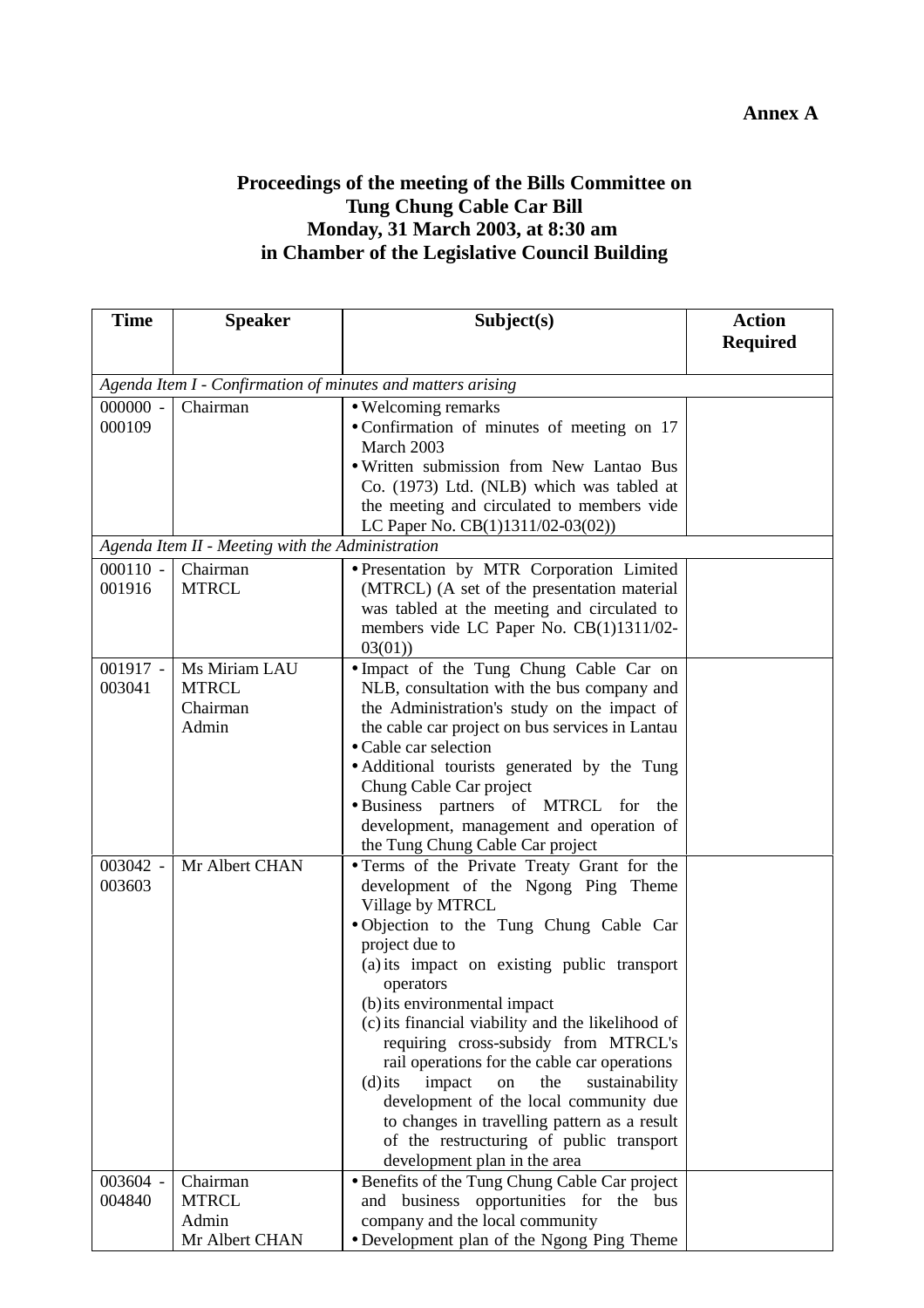**Annex A**

## Proceedings of the meeting of the Bills Committee on Tung Chung Cable Car Bill Monday, 31 March 2003, at 8:30 am in Chamber of the Legislative Council Building

| Time | Speaker | Subject(s) | Action Required |
|---|---|---|---|
| *Agenda Item I - Confirmation of minutes and matters arising* | | | |
| 000000 - 000109 | Chairman | • Welcoming remarks<br>• Confirmation of minutes of meeting on 17 March 2003<br>• Written submission from New Lantao Bus Co. (1973) Ltd. (NLB) which was tabled at the meeting and circulated to members vide LC Paper No. CB(1)1311/02-03(02)) | |
| *Agenda Item II - Meeting with the Administration* | | | |
| 000110 - 001916 | Chairman<br>MTRCL | • Presentation by MTR Corporation Limited (MTRCL) (A set of the presentation material was tabled at the meeting and circulated to members vide LC Paper No. CB(1)1311/02-03(01)) | |
| 001917 - 003041 | Ms Miriam LAU<br>MTRCL<br>Chairman<br>Admin | • Impact of the Tung Chung Cable Car on NLB, consultation with the bus company and the Administration's study on the impact of the cable car project on bus services in Lantau<br>• Cable car selection<br>• Additional tourists generated by the Tung Chung Cable Car project<br>• Business partners of MTRCL for the development, management and operation of the Tung Chung Cable Car project | |
| 003042 - 003603 | Mr Albert CHAN | • Terms of the Private Treaty Grant for the development of the Ngong Ping Theme Village by MTRCL<br>• Objection to the Tung Chung Cable Car project due to<br>(a) its impact on existing public transport operators<br>(b) its environmental impact<br>(c) its financial viability and the likelihood of requiring cross-subsidy from MTRCL's rail operations for the cable car operations<br>(d) its impact on the sustainability development of the local community due to changes in travelling pattern as a result of the restructuring of public transport development plan in the area | |
| 003604 - 004840 | Chairman<br>MTRCL<br>Admin<br>Mr Albert CHAN | • Benefits of the Tung Chung Cable Car project and business opportunities for the bus company and the local community<br>• Development plan of the Ngong Ping Theme | |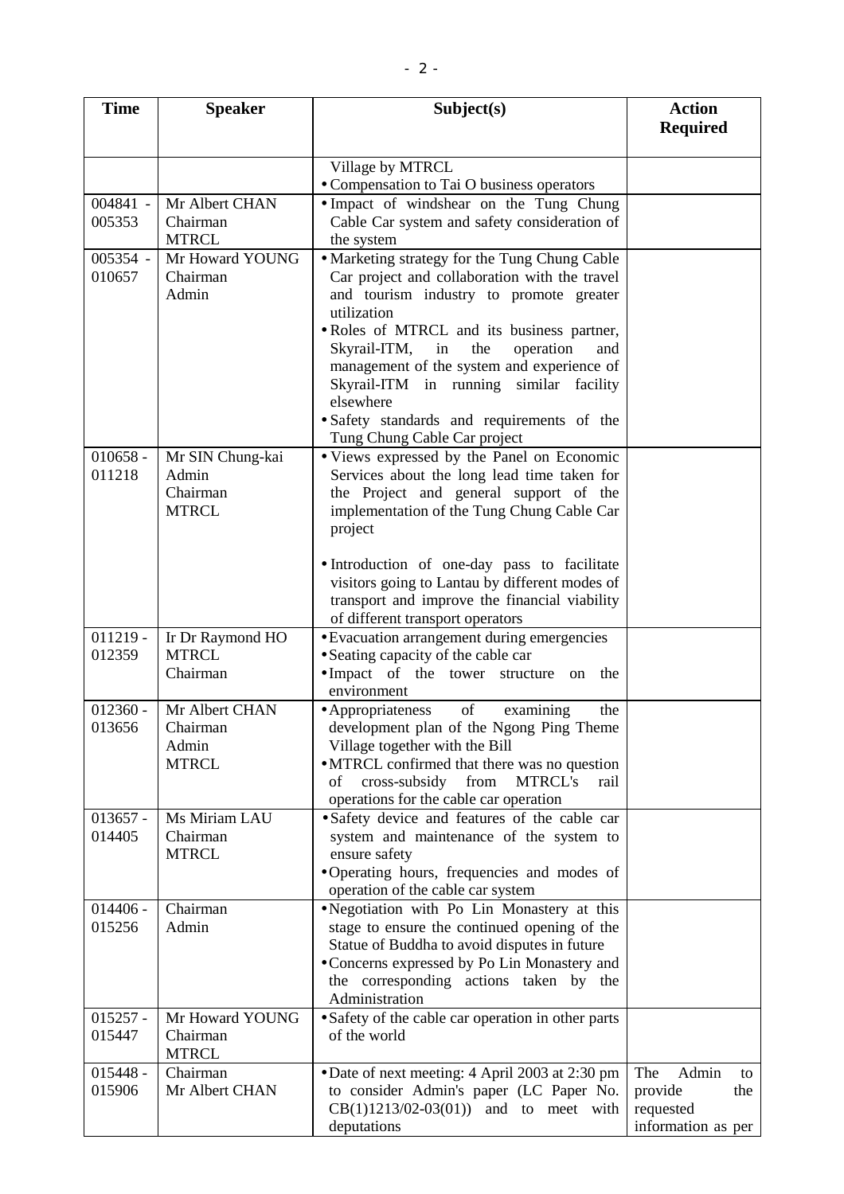| Time | Speaker | Subject(s) | Action Required |
|---|---|---|---|
| | | Village by MTRCL<br>• Compensation to Tai O business operators | |
| 004841 - 005353 | Mr Albert CHAN<br>Chairman<br>MTRCL | • Impact of windshear on the Tung Chung Cable Car system and safety consideration of the system | |
| 005354 - 010657 | Mr Howard YOUNG<br>Chairman<br>Admin | • Marketing strategy for the Tung Chung Cable Car project and collaboration with the travel and tourism industry to promote greater utilization<br>• Roles of MTRCL and its business partner, Skyrail-ITM, in the operation and management of the system and experience of Skyrail-ITM in running similar facility elsewhere<br>• Safety standards and requirements of the Tung Chung Cable Car project | |
| 010658 - 011218 | Mr SIN Chung-kai<br>Admin<br>Chairman<br>MTRCL | • Views expressed by the Panel on Economic Services about the long lead time taken for the Project and general support of the implementation of the Tung Chung Cable Car project<br><br>• Introduction of one-day pass to facilitate visitors going to Lantau by different modes of transport and improve the financial viability of different transport operators | |
| 011219 - 012359 | Ir Dr Raymond HO<br>MTRCL<br>Chairman | • Evacuation arrangement during emergencies<br>• Seating capacity of the cable car<br>• Impact of the tower structure on the environment | |
| 012360 - 013656 | Mr Albert CHAN<br>Chairman<br>Admin<br>MTRCL | • Appropriateness of examining the development plan of the Ngong Ping Theme Village together with the Bill<br>• MTRCL confirmed that there was no question of cross-subsidy from MTRCL's rail operations for the cable car operation | |
| 013657 - 014405 | Ms Miriam LAU<br>Chairman<br>MTRCL | • Safety device and features of the cable car system and maintenance of the system to ensure safety<br>• Operating hours, frequencies and modes of operation of the cable car system | |
| 014406 - 015256 | Chairman<br>Admin | • Negotiation with Po Lin Monastery at this stage to ensure the continued opening of the Statue of Buddha to avoid disputes in future<br>• Concerns expressed by Po Lin Monastery and the corresponding actions taken by the Administration | |
| 015257 - 015447 | Mr Howard YOUNG<br>Chairman<br>MTRCL | • Safety of the cable car operation in other parts of the world | |
| 015448 - 015906 | Chairman<br>Mr Albert CHAN | • Date of next meeting: 4 April 2003 at 2:30 pm to consider Admin's paper (LC Paper No. CB(1)1213/02-03(01)) and to meet with deputations | The Admin to provide the requested information as per |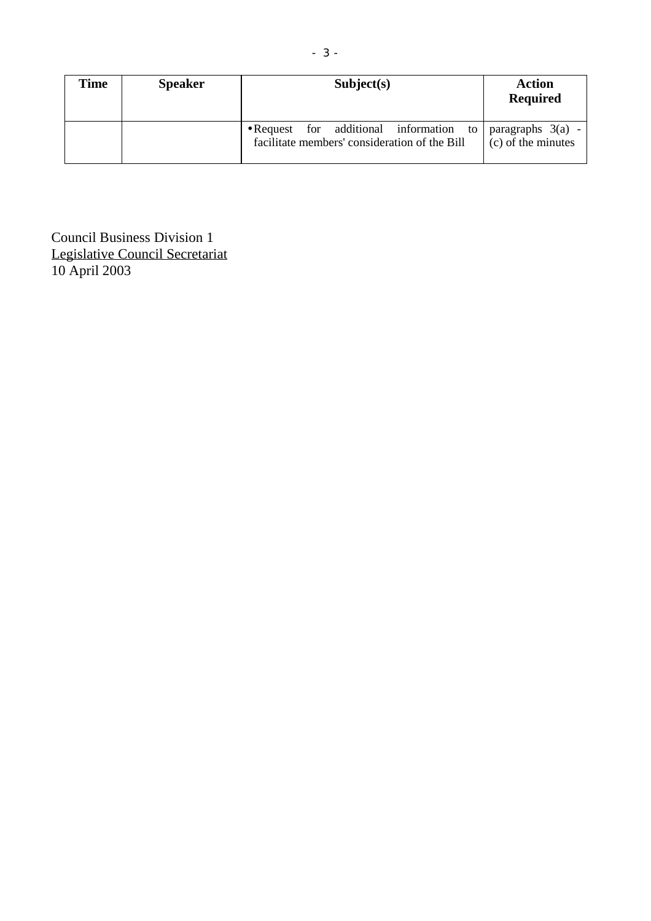| Time | Speaker | Subject(s) | Action Required |
| --- | --- | --- | --- |
| | | • Request for additional information to facilitate members' consideration of the Bill | paragraphs 3(a) - (c) of the minutes |

Council Business Division 1
Legislative Council Secretariat
10 April 2003